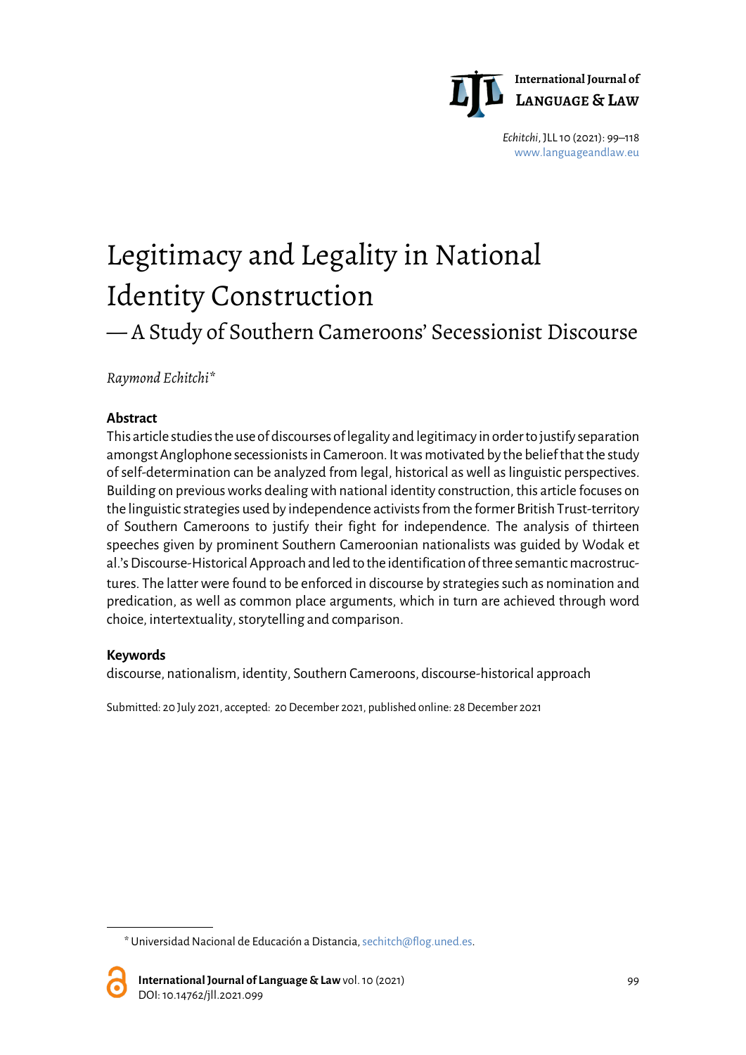# Legitimacy and Legality in National Identity Construction

## — A Study of Southern Cameroons' Secessionist Discourse

*Raymond Echitchi**

**Abstract**

This article studies the use of discourses of legality and legitimacy in order to justify separation amongst Anglophone secessionists in Cameroon. It was motivated by the belief that the study of self-determination can be analyzed from legal, historical as well as linguistic perspectives. Building on previous works dealing with national identity construction, this article focuses on the linguistic strategies used by independence activists from the former British Trust-territory of Southern Cameroons to justify their fight for independence. The analysis of thirteen speeches given by prominent Southern Cameroonian nationalists was guided by Wodak et al.'s Discourse-Historical Approach and led to the identification of three semantic macrostructures. The latter were found to be enforced in discourse by strategies such as nomination and predication, as well as common place arguments, which in turn are achieved through word choice, intertextuality, storytelling and comparison.

**Keywords**

discourse, nationalism, identity, Southern Cameroons, discourse-historical approach

Submitted: 20 July 2021, accepted: 20 December 2021, published online: 28 December 2021

---

\* Universidad Nacional de Educación a Distancia, sechitch@flog.uned.es.

DOI: 10.14762/jll.2021.099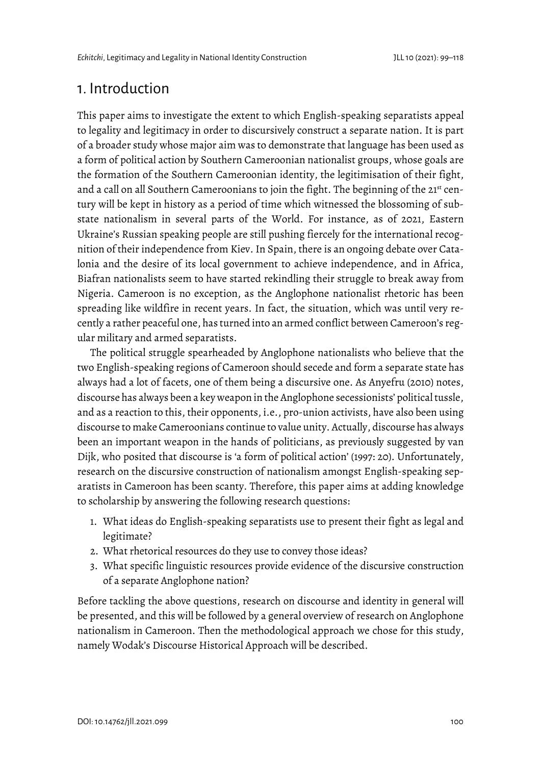# 1. Introduction

This paper aims to investigate the extent to which English-speaking separatists appeal to legality and legitimacy in order to discursively construct a separate nation. It is part of a broader study whose major aim was to demonstrate that language has been used as a form of political action by Southern Cameroonian nationalist groups, whose goals are the formation of the Southern Cameroonian identity, the legitimisation of their fight, and a call on all Southern Cameroonians to join the fight. The beginning of the 21st century will be kept in history as a period of time which witnessed the blossoming of sub-state nationalism in several parts of the World. For instance, as of 2021, Eastern Ukraine's Russian speaking people are still pushing fiercely for the international recognition of their independence from Kiev. In Spain, there is an ongoing debate over Catalonia and the desire of its local government to achieve independence, and in Africa, Biafran nationalists seem to have started rekindling their struggle to break away from Nigeria. Cameroon is no exception, as the Anglophone nationalist rhetoric has been spreading like wildfire in recent years. In fact, the situation, which was until very recently a rather peaceful one, has turned into an armed conflict between Cameroon's regular military and armed separatists.

The political struggle spearheaded by Anglophone nationalists who believe that the two English-speaking regions of Cameroon should secede and form a separate state has always had a lot of facets, one of them being a discursive one. As Anyefru (2010) notes, discourse has always been a key weapon in the Anglophone secessionists' political tussle, and as a reaction to this, their opponents, i.e., pro-union activists, have also been using discourse to make Cameroonians continue to value unity. Actually, discourse has always been an important weapon in the hands of politicians, as previously suggested by van Dijk, who posited that discourse is 'a form of political action' (1997: 20). Unfortunately, research on the discursive construction of nationalism amongst English-speaking separatists in Cameroon has been scanty. Therefore, this paper aims at adding knowledge to scholarship by answering the following research questions:

1. What ideas do English-speaking separatists use to present their fight as legal and legitimate?
2. What rhetorical resources do they use to convey those ideas?
3. What specific linguistic resources provide evidence of the discursive construction of a separate Anglophone nation?

Before tackling the above questions, research on discourse and identity in general will be presented, and this will be followed by a general overview of research on Anglophone nationalism in Cameroon. Then the methodological approach we chose for this study, namely Wodak's Discourse Historical Approach will be described.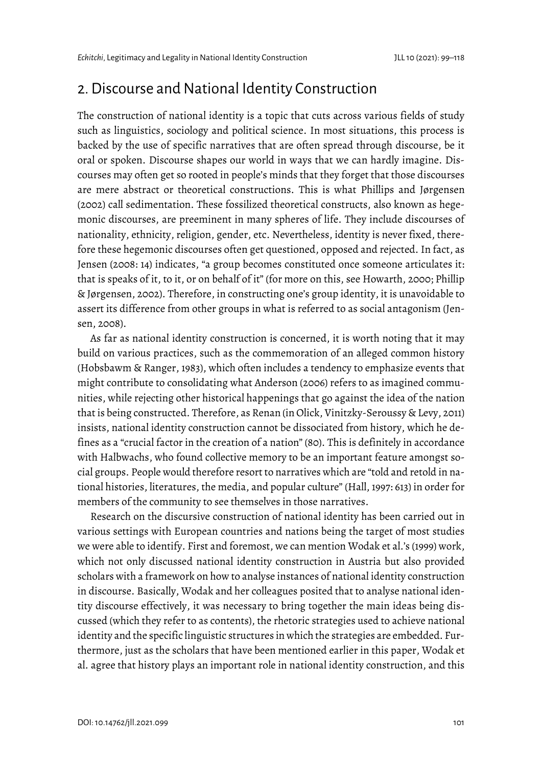## 2. Discourse and National Identity Construction

The construction of national identity is a topic that cuts across various fields of study such as linguistics, sociology and political science. In most situations, this process is backed by the use of specific narratives that are often spread through discourse, be it oral or spoken. Discourse shapes our world in ways that we can hardly imagine. Discourses may often get so rooted in people's minds that they forget that those discourses are mere abstract or theoretical constructions. This is what Phillips and Jørgensen (2002) call sedimentation. These fossilized theoretical constructs, also known as hegemonic discourses, are preeminent in many spheres of life. They include discourses of nationality, ethnicity, religion, gender, etc. Nevertheless, identity is never fixed, therefore these hegemonic discourses often get questioned, opposed and rejected. In fact, as Jensen (2008: 14) indicates, "a group becomes constituted once someone articulates it: that is speaks of it, to it, or on behalf of it" (for more on this, see Howarth, 2000; Phillip & Jørgensen, 2002). Therefore, in constructing one's group identity, it is unavoidable to assert its difference from other groups in what is referred to as social antagonism (Jensen, 2008).

As far as national identity construction is concerned, it is worth noting that it may build on various practices, such as the commemoration of an alleged common history (Hobsbawm & Ranger, 1983), which often includes a tendency to emphasize events that might contribute to consolidating what Anderson (2006) refers to as imagined communities, while rejecting other historical happenings that go against the idea of the nation that is being constructed. Therefore, as Renan (in Olick, Vinitzky-Seroussy & Levy, 2011) insists, national identity construction cannot be dissociated from history, which he defines as a "crucial factor in the creation of a nation" (80). This is definitely in accordance with Halbwachs, who found collective memory to be an important feature amongst social groups. People would therefore resort to narratives which are "told and retold in national histories, literatures, the media, and popular culture" (Hall, 1997: 613) in order for members of the community to see themselves in those narratives.

Research on the discursive construction of national identity has been carried out in various settings with European countries and nations being the target of most studies we were able to identify. First and foremost, we can mention Wodak et al.'s (1999) work, which not only discussed national identity construction in Austria but also provided scholars with a framework on how to analyse instances of national identity construction in discourse. Basically, Wodak and her colleagues posited that to analyse national identity discourse effectively, it was necessary to bring together the main ideas being discussed (which they refer to as contents), the rhetoric strategies used to achieve national identity and the specific linguistic structures in which the strategies are embedded. Furthermore, just as the scholars that have been mentioned earlier in this paper, Wodak et al. agree that history plays an important role in national identity construction, and this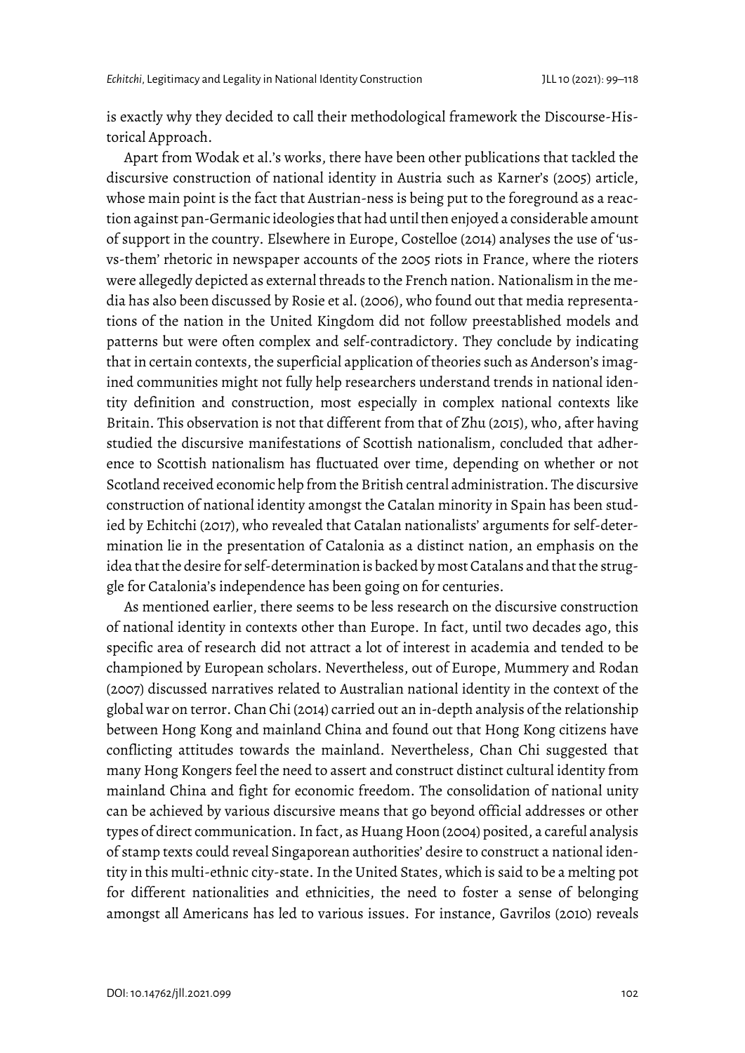is exactly why they decided to call their methodological framework the Discourse-Historical Approach.

Apart from Wodak et al.'s works, there have been other publications that tackled the discursive construction of national identity in Austria such as Karner's (2005) article, whose main point is the fact that Austrian-ness is being put to the foreground as a reaction against pan-Germanic ideologies that had until then enjoyed a considerable amount of support in the country. Elsewhere in Europe, Costelloe (2014) analyses the use of 'us-vs-them' rhetoric in newspaper accounts of the 2005 riots in France, where the rioters were allegedly depicted as external threads to the French nation. Nationalism in the media has also been discussed by Rosie et al. (2006), who found out that media representations of the nation in the United Kingdom did not follow preestablished models and patterns but were often complex and self-contradictory. They conclude by indicating that in certain contexts, the superficial application of theories such as Anderson's imagined communities might not fully help researchers understand trends in national identity definition and construction, most especially in complex national contexts like Britain. This observation is not that different from that of Zhu (2015), who, after having studied the discursive manifestations of Scottish nationalism, concluded that adherence to Scottish nationalism has fluctuated over time, depending on whether or not Scotland received economic help from the British central administration. The discursive construction of national identity amongst the Catalan minority in Spain has been studied by Echitchi (2017), who revealed that Catalan nationalists' arguments for self-determination lie in the presentation of Catalonia as a distinct nation, an emphasis on the idea that the desire for self-determination is backed by most Catalans and that the struggle for Catalonia's independence has been going on for centuries.

As mentioned earlier, there seems to be less research on the discursive construction of national identity in contexts other than Europe. In fact, until two decades ago, this specific area of research did not attract a lot of interest in academia and tended to be championed by European scholars. Nevertheless, out of Europe, Mummery and Rodan (2007) discussed narratives related to Australian national identity in the context of the global war on terror. Chan Chi (2014) carried out an in-depth analysis of the relationship between Hong Kong and mainland China and found out that Hong Kong citizens have conflicting attitudes towards the mainland. Nevertheless, Chan Chi suggested that many Hong Kongers feel the need to assert and construct distinct cultural identity from mainland China and fight for economic freedom. The consolidation of national unity can be achieved by various discursive means that go beyond official addresses or other types of direct communication. In fact, as Huang Hoon (2004) posited, a careful analysis of stamp texts could reveal Singaporean authorities' desire to construct a national identity in this multi-ethnic city-state. In the United States, which is said to be a melting pot for different nationalities and ethnicities, the need to foster a sense of belonging amongst all Americans has led to various issues. For instance, Gavrilos (2010) reveals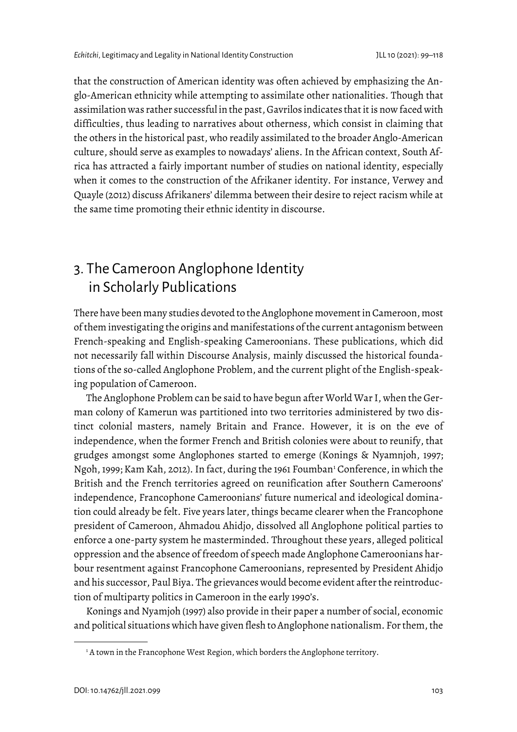that the construction of American identity was often achieved by emphasizing the Anglo-American ethnicity while attempting to assimilate other nationalities. Though that assimilation was rather successful in the past, Gavrilos indicates that it is now faced with difficulties, thus leading to narratives about otherness, which consist in claiming that the others in the historical past, who readily assimilated to the broader Anglo-American culture, should serve as examples to nowadays' aliens. In the African context, South Africa has attracted a fairly important number of studies on national identity, especially when it comes to the construction of the Afrikaner identity. For instance, Verwey and Quayle (2012) discuss Afrikaners' dilemma between their desire to reject racism while at the same time promoting their ethnic identity in discourse.

## 3. The Cameroon Anglophone Identity in Scholarly Publications

There have been many studies devoted to the Anglophone movement in Cameroon, most of them investigating the origins and manifestations of the current antagonism between French-speaking and English-speaking Cameroonians. These publications, which did not necessarily fall within Discourse Analysis, mainly discussed the historical foundations of the so-called Anglophone Problem, and the current plight of the English-speaking population of Cameroon.

The Anglophone Problem can be said to have begun after World War I, when the German colony of Kamerun was partitioned into two territories administered by two distinct colonial masters, namely Britain and France. However, it is on the eve of independence, when the former French and British colonies were about to reunify, that grudges amongst some Anglophones started to emerge (Konings & Nyamnjoh, 1997; Ngoh, 1999; Kam Kah, 2012). In fact, during the 1961 Foumban[1] Conference, in which the British and the French territories agreed on reunification after Southern Cameroons' independence, Francophone Cameroonians' future numerical and ideological domination could already be felt. Five years later, things became clearer when the Francophone president of Cameroon, Ahmadou Ahidjo, dissolved all Anglophone political parties to enforce a one-party system he masterminded. Throughout these years, alleged political oppression and the absence of freedom of speech made Anglophone Cameroonians harbour resentment against Francophone Cameroonians, represented by President Ahidjo and his successor, Paul Biya. The grievances would become evident after the reintroduction of multiparty politics in Cameroon in the early 1990's.

Konings and Nyamjoh (1997) also provide in their paper a number of social, economic and political situations which have given flesh to Anglophone nationalism. For them, the

[1] A town in the Francophone West Region, which borders the Anglophone territory.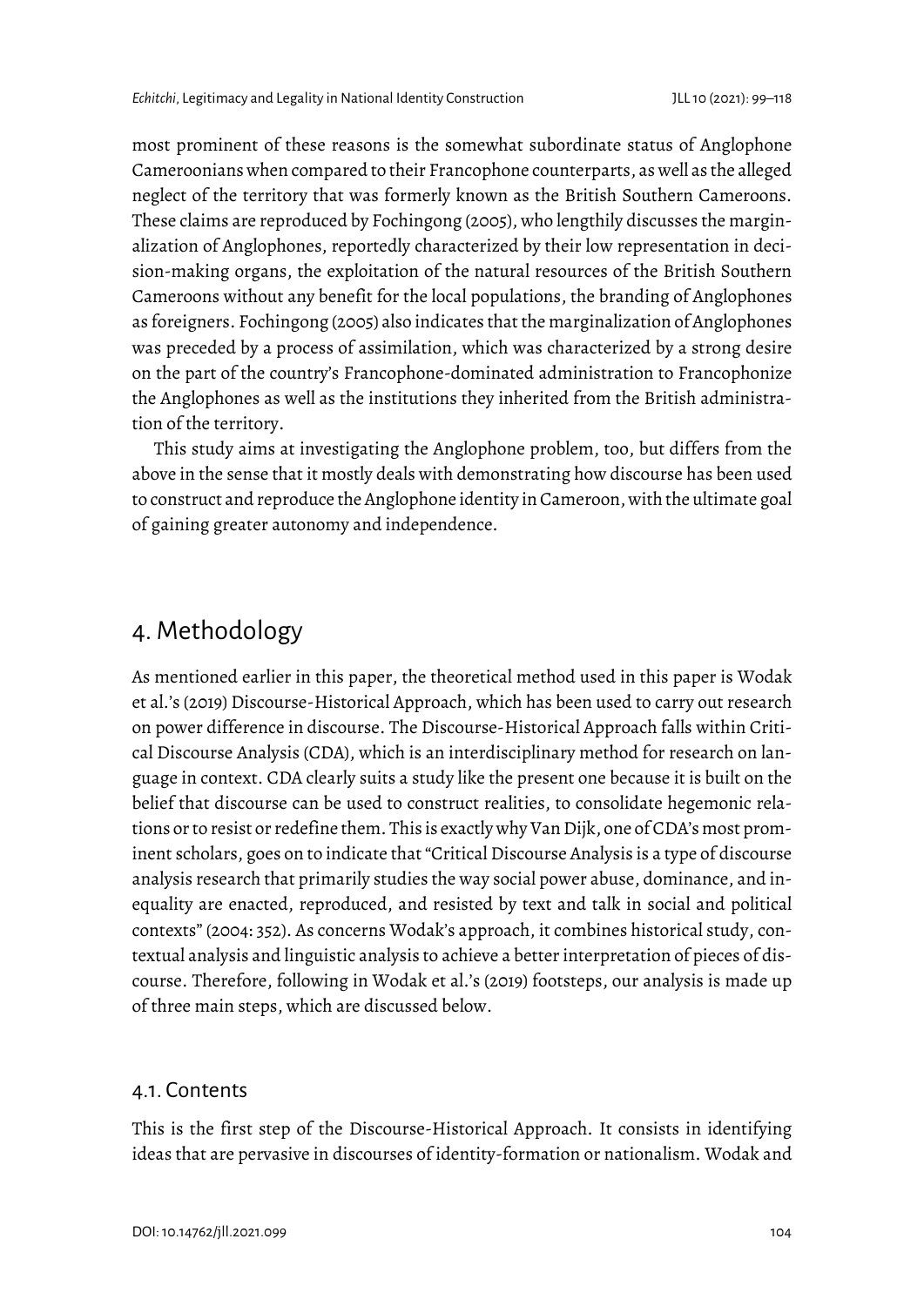most prominent of these reasons is the somewhat subordinate status of Anglophone Cameroonians when compared to their Francophone counterparts, as well as the alleged neglect of the territory that was formerly known as the British Southern Cameroons. These claims are reproduced by Fochingong (2005), who lengthily discusses the marginalization of Anglophones, reportedly characterized by their low representation in decision-making organs, the exploitation of the natural resources of the British Southern Cameroons without any benefit for the local populations, the branding of Anglophones as foreigners. Fochingong (2005) also indicates that the marginalization of Anglophones was preceded by a process of assimilation, which was characterized by a strong desire on the part of the country's Francophone-dominated administration to Francophonize the Anglophones as well as the institutions they inherited from the British administration of the territory.

This study aims at investigating the Anglophone problem, too, but differs from the above in the sense that it mostly deals with demonstrating how discourse has been used to construct and reproduce the Anglophone identity in Cameroon, with the ultimate goal of gaining greater autonomy and independence.

## 4. Methodology

As mentioned earlier in this paper, the theoretical method used in this paper is Wodak et al.'s (2019) Discourse-Historical Approach, which has been used to carry out research on power difference in discourse. The Discourse-Historical Approach falls within Critical Discourse Analysis (CDA), which is an interdisciplinary method for research on language in context. CDA clearly suits a study like the present one because it is built on the belief that discourse can be used to construct realities, to consolidate hegemonic relations or to resist or redefine them. This is exactly why Van Dijk, one of CDA's most prominent scholars, goes on to indicate that "Critical Discourse Analysis is a type of discourse analysis research that primarily studies the way social power abuse, dominance, and inequality are enacted, reproduced, and resisted by text and talk in social and political contexts" (2004: 352). As concerns Wodak's approach, it combines historical study, contextual analysis and linguistic analysis to achieve a better interpretation of pieces of discourse. Therefore, following in Wodak et al.'s (2019) footsteps, our analysis is made up of three main steps, which are discussed below.

### 4.1. Contents

This is the first step of the Discourse-Historical Approach. It consists in identifying ideas that are pervasive in discourses of identity-formation or nationalism. Wodak and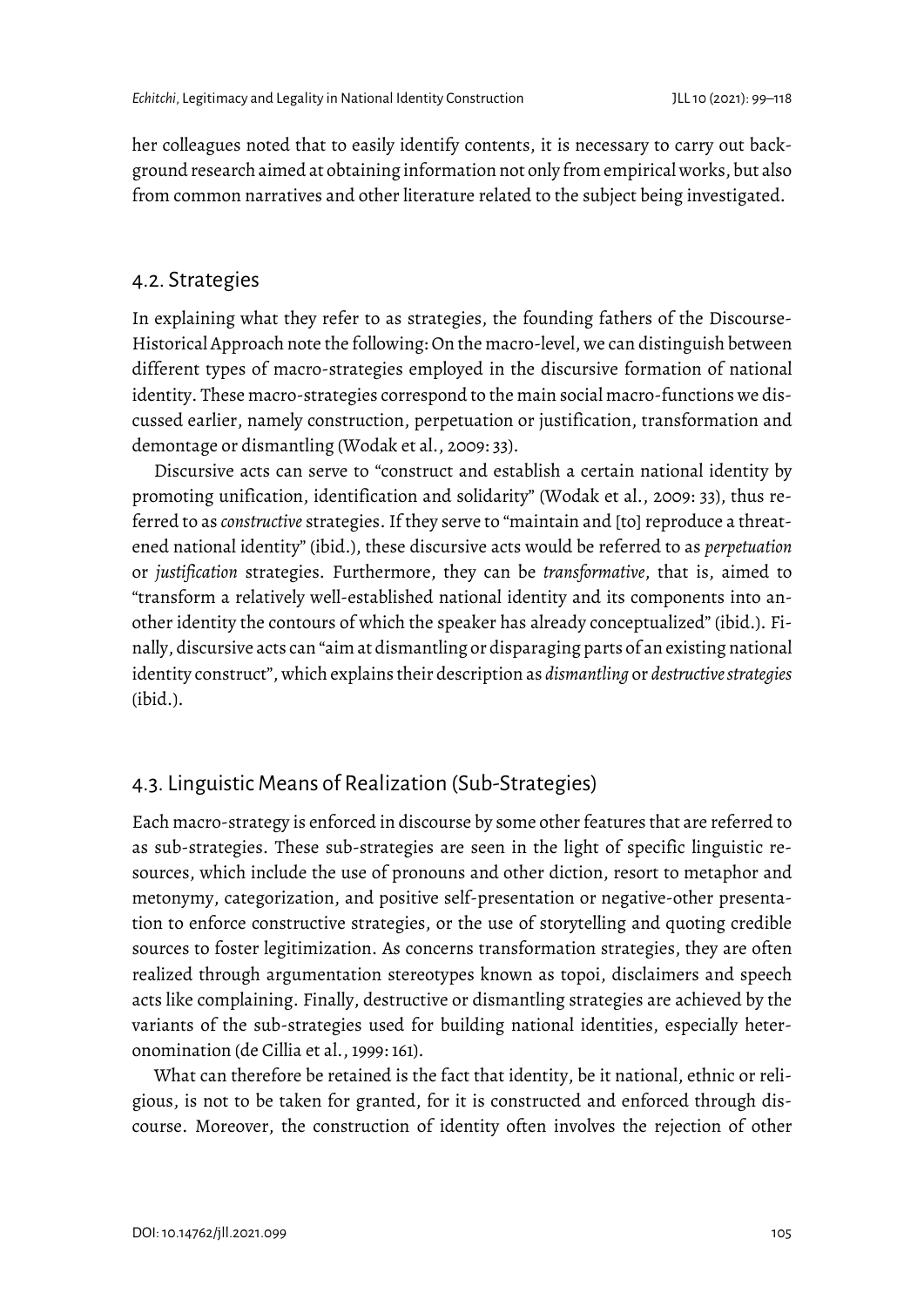her colleagues noted that to easily identify contents, it is necessary to carry out background research aimed at obtaining information not only from empirical works, but also from common narratives and other literature related to the subject being investigated.

## 4.2. Strategies

In explaining what they refer to as strategies, the founding fathers of the Discourse-Historical Approach note the following: On the macro-level, we can distinguish between different types of macro-strategies employed in the discursive formation of national identity. These macro-strategies correspond to the main social macro-functions we discussed earlier, namely construction, perpetuation or justification, transformation and demontage or dismantling (Wodak et al., 2009: 33).

Discursive acts can serve to "construct and establish a certain national identity by promoting unification, identification and solidarity" (Wodak et al., 2009: 33), thus referred to as *constructive* strategies. If they serve to "maintain and [to] reproduce a threatened national identity" (ibid.), these discursive acts would be referred to as *perpetuation* or *justification* strategies. Furthermore, they can be *transformative*, that is, aimed to "transform a relatively well-established national identity and its components into another identity the contours of which the speaker has already conceptualized" (ibid.). Finally, discursive acts can "aim at dismantling or disparaging parts of an existing national identity construct", which explains their description as *dismantling* or *destructive strategies* (ibid.).

## 4.3. Linguistic Means of Realization (Sub-Strategies)

Each macro-strategy is enforced in discourse by some other features that are referred to as sub-strategies. These sub-strategies are seen in the light of specific linguistic resources, which include the use of pronouns and other diction, resort to metaphor and metonymy, categorization, and positive self-presentation or negative-other presentation to enforce constructive strategies, or the use of storytelling and quoting credible sources to foster legitimization. As concerns transformation strategies, they are often realized through argumentation stereotypes known as topoi, disclaimers and speech acts like complaining. Finally, destructive or dismantling strategies are achieved by the variants of the sub-strategies used for building national identities, especially heteronomination (de Cillia et al., 1999: 161).

What can therefore be retained is the fact that identity, be it national, ethnic or religious, is not to be taken for granted, for it is constructed and enforced through discourse. Moreover, the construction of identity often involves the rejection of other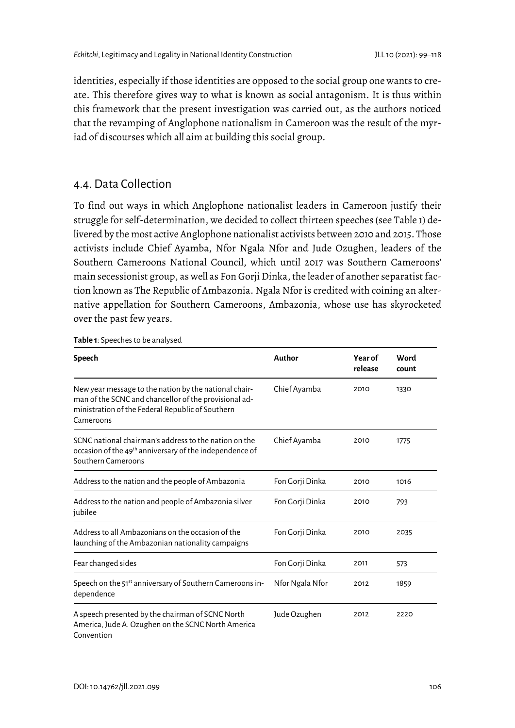identities, especially if those identities are opposed to the social group one wants to create. This therefore gives way to what is known as social antagonism. It is thus within this framework that the present investigation was carried out, as the authors noticed that the revamping of Anglophone nationalism in Cameroon was the result of the myriad of discourses which all aim at building this social group.

## 4.4. Data Collection

To find out ways in which Anglophone nationalist leaders in Cameroon justify their struggle for self-determination, we decided to collect thirteen speeches (see Table 1) delivered by the most active Anglophone nationalist activists between 2010 and 2015. Those activists include Chief Ayamba, Nfor Ngala Nfor and Jude Ozughen, leaders of the Southern Cameroons National Council, which until 2017 was Southern Cameroons' main secessionist group, as well as Fon Gorji Dinka, the leader of another separatist faction known as The Republic of Ambazonia. Ngala Nfor is credited with coining an alternative appellation for Southern Cameroons, Ambazonia, whose use has skyrocketed over the past few years.

**Table 1**: Speeches to be analysed

| Speech | Author | Year of release | Word count |
|---|---|---|---|
| New year message to the nation by the national chairman of the SCNC and chancellor of the provisional administration of the Federal Republic of Southern Cameroons | Chief Ayamba | 2010 | 1330 |
| SCNC national chairman's address to the nation on the occasion of the 49th anniversary of the independence of Southern Cameroons | Chief Ayamba | 2010 | 1775 |
| Address to the nation and the people of Ambazonia | Fon Gorji Dinka | 2010 | 1016 |
| Address to the nation and people of Ambazonia silver jubilee | Fon Gorji Dinka | 2010 | 793 |
| Address to all Ambazonians on the occasion of the launching of the Ambazonian nationality campaigns | Fon Gorji Dinka | 2010 | 2035 |
| Fear changed sides | Fon Gorji Dinka | 2011 | 573 |
| Speech on the 51st anniversary of Southern Cameroons independence | Nfor Ngala Nfor | 2012 | 1859 |
| A speech presented by the chairman of SCNC North America, Jude A. Ozughen on the SCNC North America Convention | Jude Ozughen | 2012 | 2220 |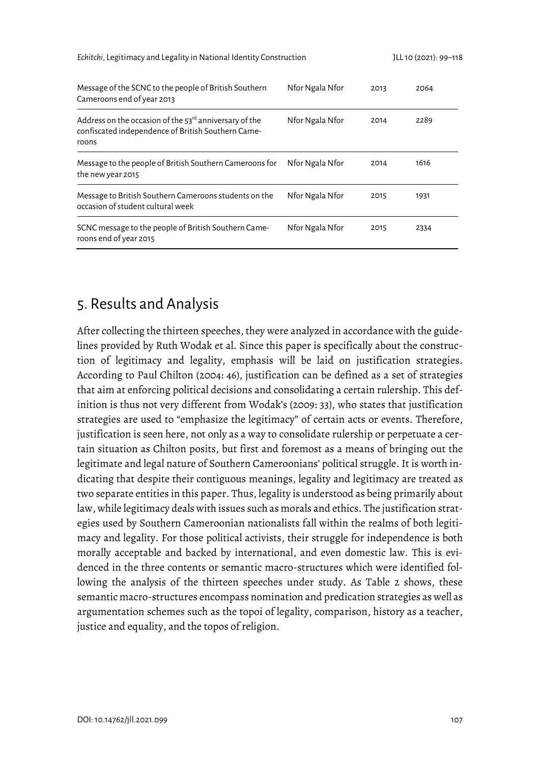| | | | |
|---|---|---|---|
| Message of the SCNC to the people of British Southern Cameroons end of year 2013 | Nfor Ngala Nfor | 2013 | 2064 |
| Address on the occasion of the 53rd anniversary of the confiscated independence of British Southern Cameroons | Nfor Ngala Nfor | 2014 | 2289 |
| Message to the people of British Southern Cameroons for the new year 2015 | Nfor Ngala Nfor | 2014 | 1616 |
| Message to British Southern Cameroons students on the occasion of student cultural week | Nfor Ngala Nfor | 2015 | 1931 |
| SCNC message to the people of British Southern Cameroons end of year 2015 | Nfor Ngala Nfor | 2015 | 2334 |

## 5. Results and Analysis

After collecting the thirteen speeches, they were analyzed in accordance with the guidelines provided by Ruth Wodak et al. Since this paper is specifically about the construction of legitimacy and legality, emphasis will be laid on justification strategies. According to Paul Chilton (2004: 46), justification can be defined as a set of strategies that aim at enforcing political decisions and consolidating a certain rulership. This definition is thus not very different from Wodak's (2009: 33), who states that justification strategies are used to "emphasize the legitimacy" of certain acts or events. Therefore, justification is seen here, not only as a way to consolidate rulership or perpetuate a certain situation as Chilton posits, but first and foremost as a means of bringing out the legitimate and legal nature of Southern Cameroonians' political struggle. It is worth indicating that despite their contiguous meanings, legality and legitimacy are treated as two separate entities in this paper. Thus, legality is understood as being primarily about law, while legitimacy deals with issues such as morals and ethics. The justification strategies used by Southern Cameroonian nationalists fall within the realms of both legitimacy and legality. For those political activists, their struggle for independence is both morally acceptable and backed by international, and even domestic law. This is evidenced in the three contents or semantic macro-structures which were identified following the analysis of the thirteen speeches under study. As Table 2 shows, these semantic macro-structures encompass nomination and predication strategies as well as argumentation schemes such as the topoi of legality, comparison, history as a teacher, justice and equality, and the topos of religion.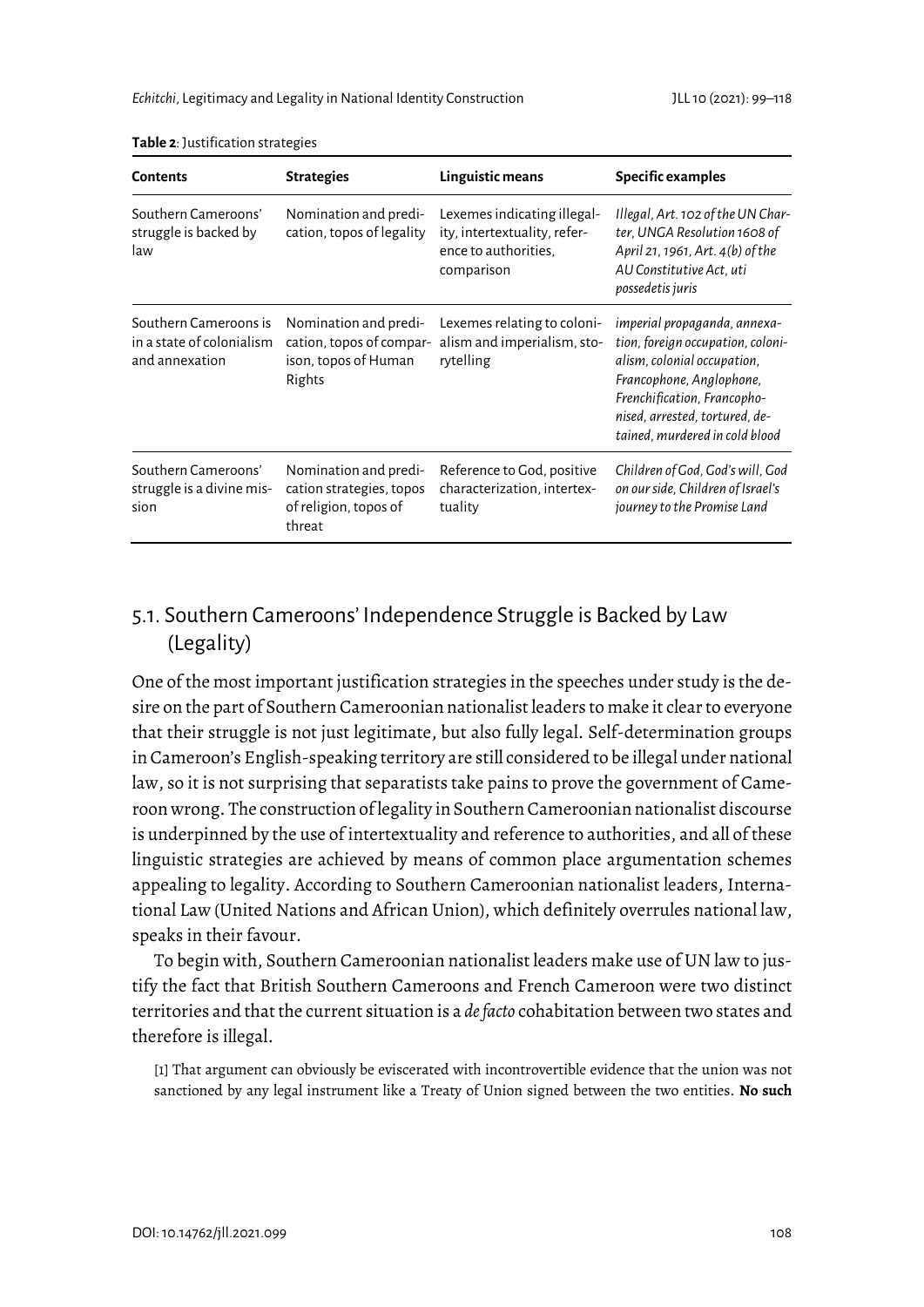**Table 2**: Justification strategies

| Contents | Strategies | Linguistic means | Specific examples |
|---|---|---|---|
| Southern Cameroons' struggle is backed by law | Nomination and predication, topos of legality | Lexemes indicating illegality, intertextuality, reference to authorities, comparison | *Illegal, Art. 102 of the UN Charter, UNGA Resolution 1608 of April 21, 1961, Art. 4(b) of the AU Constitutive Act, uti possedetis juris* |
| Southern Cameroons is in a state of colonialism and annexation | Nomination and predication, topos of comparison, topos of Human Rights | Lexemes relating to colonialism and imperialism, storytelling | *imperial propaganda, annexation, foreign occupation, colonialism, colonial occupation, Francophone, Anglophone, Frenchification, Francophonised, arrested, tortured, detained, murdered in cold blood* |
| Southern Cameroons' struggle is a divine mission | Nomination and predication strategies, topos of religion, topos of threat | Reference to God, positive characterization, intertextuality | *Children of God, God's will, God on our side, Children of Israel's journey to the Promise Land* |

## 5.1. Southern Cameroons' Independence Struggle is Backed by Law (Legality)

One of the most important justification strategies in the speeches under study is the desire on the part of Southern Cameroonian nationalist leaders to make it clear to everyone that their struggle is not just legitimate, but also fully legal. Self-determination groups in Cameroon's English-speaking territory are still considered to be illegal under national law, so it is not surprising that separatists take pains to prove the government of Cameroon wrong. The construction of legality in Southern Cameroonian nationalist discourse is underpinned by the use of intertextuality and reference to authorities, and all of these linguistic strategies are achieved by means of common place argumentation schemes appealing to legality. According to Southern Cameroonian nationalist leaders, International Law (United Nations and African Union), which definitely overrules national law, speaks in their favour.

To begin with, Southern Cameroonian nationalist leaders make use of UN law to justify the fact that British Southern Cameroons and French Cameroon were two distinct territories and that the current situation is a *de facto* cohabitation between two states and therefore is illegal.

[1] That argument can obviously be eviscerated with incontrovertible evidence that the union was not sanctioned by any legal instrument like a Treaty of Union signed between the two entities. **No such**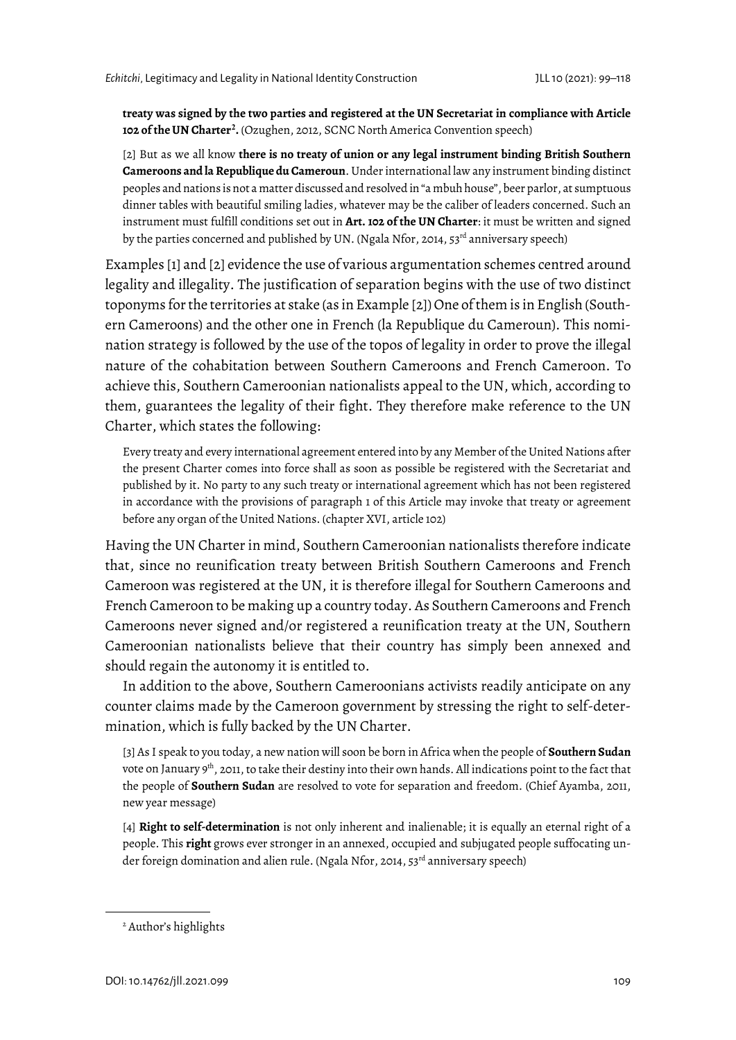**treaty was signed by the two parties and registered at the UN Secretariat in compliance with Article 102 of the UN Charter**[2]**.** (Ozughen, 2012, SCNC North America Convention speech)

> [2] But as we all know **there is no treaty of union or any legal instrument binding British Southern Cameroons and la Republique du Cameroun**. Under international law any instrument binding distinct peoples and nations is not a matter discussed and resolved in "a mbuh house", beer parlor, at sumptuous dinner tables with beautiful smiling ladies, whatever may be the caliber of leaders concerned. Such an instrument must fulfill conditions set out in **Art. 102 of the UN Charter**: it must be written and signed by the parties concerned and published by UN. (Ngala Nfor, 2014, 53rd anniversary speech)

Examples [1] and [2] evidence the use of various argumentation schemes centred around legality and illegality. The justification of separation begins with the use of two distinct toponyms for the territories at stake (as in Example [2]) One of them is in English (Southern Cameroons) and the other one in French (la Republique du Cameroun). This nomination strategy is followed by the use of the topos of legality in order to prove the illegal nature of the cohabitation between Southern Cameroons and French Cameroon. To achieve this, Southern Cameroonian nationalists appeal to the UN, which, according to them, guarantees the legality of their fight. They therefore make reference to the UN Charter, which states the following:

> Every treaty and every international agreement entered into by any Member of the United Nations after the present Charter comes into force shall as soon as possible be registered with the Secretariat and published by it. No party to any such treaty or international agreement which has not been registered in accordance with the provisions of paragraph 1 of this Article may invoke that treaty or agreement before any organ of the United Nations. (chapter XVI, article 102)

Having the UN Charter in mind, Southern Cameroonian nationalists therefore indicate that, since no reunification treaty between British Southern Cameroons and French Cameroon was registered at the UN, it is therefore illegal for Southern Cameroons and French Cameroon to be making up a country today. As Southern Cameroons and French Cameroons never signed and/or registered a reunification treaty at the UN, Southern Cameroonian nationalists believe that their country has simply been annexed and should regain the autonomy it is entitled to.

In addition to the above, Southern Cameroonians activists readily anticipate on any counter claims made by the Cameroon government by stressing the right to self-determination, which is fully backed by the UN Charter.

> [3] As I speak to you today, a new nation will soon be born in Africa when the people of **Southern Sudan** vote on January 9th, 2011, to take their destiny into their own hands. All indications point to the fact that the people of **Southern Sudan** are resolved to vote for separation and freedom. (Chief Ayamba, 2011, new year message)

> [4] **Right to self-determination** is not only inherent and inalienable; it is equally an eternal right of a people. This **right** grows ever stronger in an annexed, occupied and subjugated people suffocating under foreign domination and alien rule. (Ngala Nfor, 2014, 53rd anniversary speech)

---

[2] Author's highlights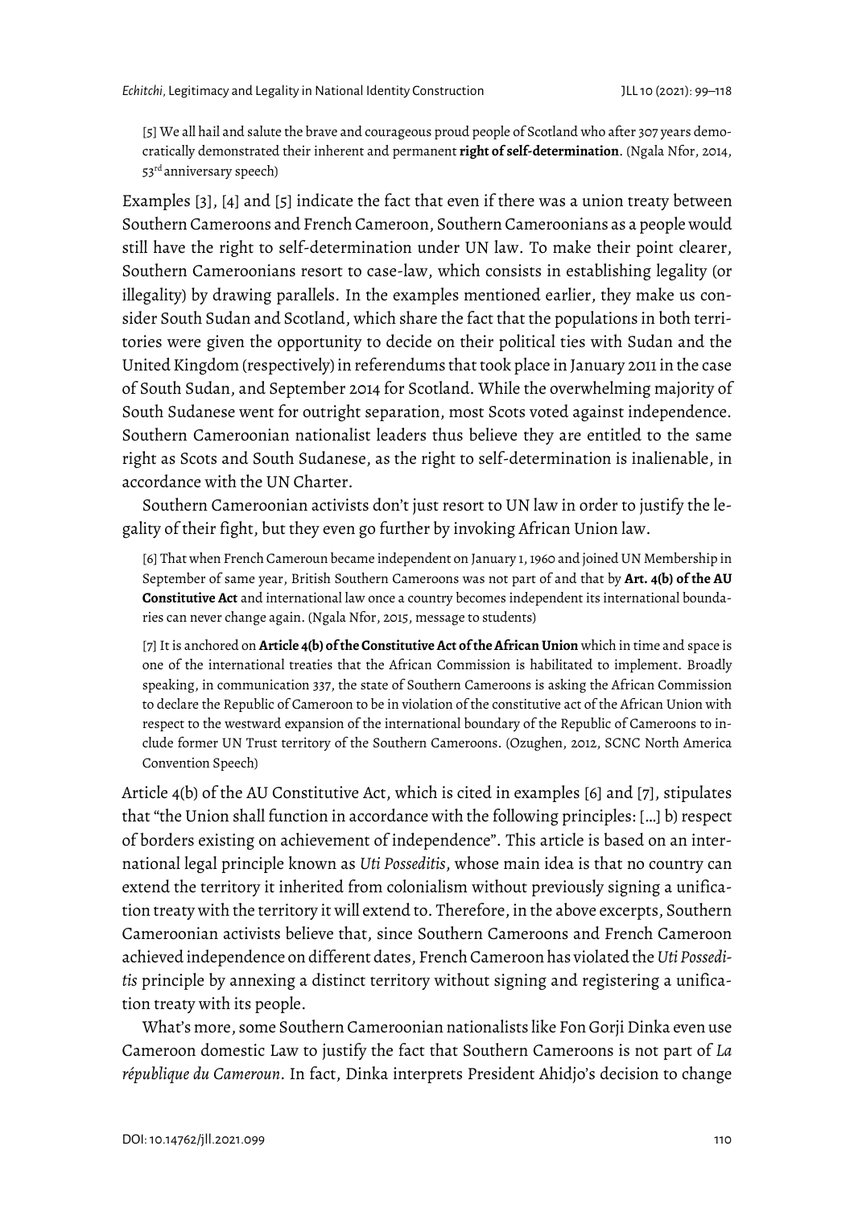[5] We all hail and salute the brave and courageous proud people of Scotland who after 307 years democratically demonstrated their inherent and permanent **right of self-determination**. (Ngala Nfor, 2014, 53rd anniversary speech)

Examples [3], [4] and [5] indicate the fact that even if there was a union treaty between Southern Cameroons and French Cameroon, Southern Cameroonians as a people would still have the right to self-determination under UN law. To make their point clearer, Southern Cameroonians resort to case-law, which consists in establishing legality (or illegality) by drawing parallels. In the examples mentioned earlier, they make us consider South Sudan and Scotland, which share the fact that the populations in both territories were given the opportunity to decide on their political ties with Sudan and the United Kingdom (respectively) in referendums that took place in January 2011 in the case of South Sudan, and September 2014 for Scotland. While the overwhelming majority of South Sudanese went for outright separation, most Scots voted against independence. Southern Cameroonian nationalist leaders thus believe they are entitled to the same right as Scots and South Sudanese, as the right to self-determination is inalienable, in accordance with the UN Charter.

Southern Cameroonian activists don't just resort to UN law in order to justify the legality of their fight, but they even go further by invoking African Union law.

[6] That when French Cameroun became independent on January 1, 1960 and joined UN Membership in September of same year, British Southern Cameroons was not part of and that by **Art. 4(b) of the AU Constitutive Act** and international law once a country becomes independent its international boundaries can never change again. (Ngala Nfor, 2015, message to students)

[7] It is anchored on **Article 4(b) of the Constitutive Act of the African Union** which in time and space is one of the international treaties that the African Commission is habilitated to implement. Broadly speaking, in communication 337, the state of Southern Cameroons is asking the African Commission to declare the Republic of Cameroon to be in violation of the constitutive act of the African Union with respect to the westward expansion of the international boundary of the Republic of Cameroons to include former UN Trust territory of the Southern Cameroons. (Ozughen, 2012, SCNC North America Convention Speech)

Article 4(b) of the AU Constitutive Act, which is cited in examples [6] and [7], stipulates that "the Union shall function in accordance with the following principles: […] b) respect of borders existing on achievement of independence". This article is based on an international legal principle known as *Uti Posseditis*, whose main idea is that no country can extend the territory it inherited from colonialism without previously signing a unification treaty with the territory it will extend to. Therefore, in the above excerpts, Southern Cameroonian activists believe that, since Southern Cameroons and French Cameroon achieved independence on different dates, French Cameroon has violated the *Uti Posseditis* principle by annexing a distinct territory without signing and registering a unification treaty with its people.

What's more, some Southern Cameroonian nationalists like Fon Gorji Dinka even use Cameroon domestic Law to justify the fact that Southern Cameroons is not part of *La république du Cameroun*. In fact, Dinka interprets President Ahidjo's decision to change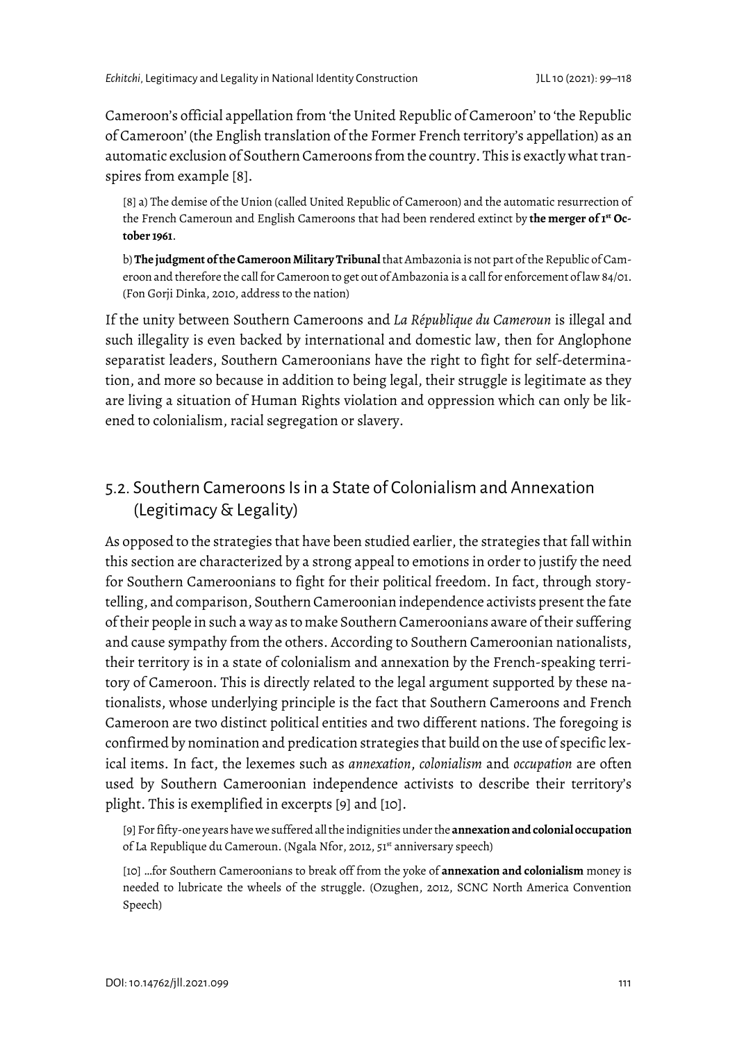Cameroon's official appellation from 'the United Republic of Cameroon' to 'the Republic of Cameroon' (the English translation of the Former French territory's appellation) as an automatic exclusion of Southern Cameroons from the country. This is exactly what transpires from example [8].

> [8] a) The demise of the Union (called United Republic of Cameroon) and the automatic resurrection of the French Cameroun and English Cameroons that had been rendered extinct by **the merger of 1st October 1961**.
>
> b) **The judgment of the Cameroon Military Tribunal** that Ambazonia is not part of the Republic of Cameroon and therefore the call for Cameroon to get out of Ambazonia is a call for enforcement of law 84/01. (Fon Gorji Dinka, 2010, address to the nation)

If the unity between Southern Cameroons and *La République du Cameroun* is illegal and such illegality is even backed by international and domestic law, then for Anglophone separatist leaders, Southern Cameroonians have the right to fight for self-determination, and more so because in addition to being legal, their struggle is legitimate as they are living a situation of Human Rights violation and oppression which can only be likened to colonialism, racial segregation or slavery.

## 5.2. Southern Cameroons Is in a State of Colonialism and Annexation (Legitimacy & Legality)

As opposed to the strategies that have been studied earlier, the strategies that fall within this section are characterized by a strong appeal to emotions in order to justify the need for Southern Cameroonians to fight for their political freedom. In fact, through storytelling, and comparison, Southern Cameroonian independence activists present the fate of their people in such a way as to make Southern Cameroonians aware of their suffering and cause sympathy from the others. According to Southern Cameroonian nationalists, their territory is in a state of colonialism and annexation by the French-speaking territory of Cameroon. This is directly related to the legal argument supported by these nationalists, whose underlying principle is the fact that Southern Cameroons and French Cameroon are two distinct political entities and two different nations. The foregoing is confirmed by nomination and predication strategies that build on the use of specific lexical items. In fact, the lexemes such as *annexation*, *colonialism* and *occupation* are often used by Southern Cameroonian independence activists to describe their territory's plight. This is exemplified in excerpts [9] and [10].

> [9] For fifty-one years have we suffered all the indignities under the **annexation and colonial occupation** of La Republique du Cameroun. (Ngala Nfor, 2012, 51st anniversary speech)
>
> [10] …for Southern Cameroonians to break off from the yoke of **annexation and colonialism** money is needed to lubricate the wheels of the struggle. (Ozughen, 2012, SCNC North America Convention Speech)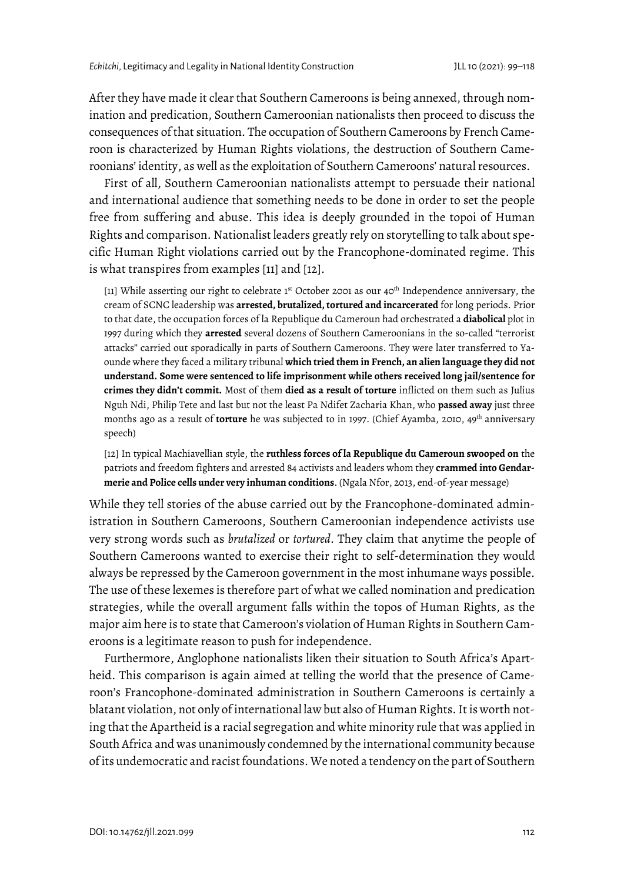After they have made it clear that Southern Cameroons is being annexed, through nomination and predication, Southern Cameroonian nationalists then proceed to discuss the consequences of that situation. The occupation of Southern Cameroons by French Cameroon is characterized by Human Rights violations, the destruction of Southern Cameroonians' identity, as well as the exploitation of Southern Cameroons' natural resources.

First of all, Southern Cameroonian nationalists attempt to persuade their national and international audience that something needs to be done in order to set the people free from suffering and abuse. This idea is deeply grounded in the topoi of Human Rights and comparison. Nationalist leaders greatly rely on storytelling to talk about specific Human Right violations carried out by the Francophone-dominated regime. This is what transpires from examples [11] and [12].

> [11] While asserting our right to celebrate 1st October 2001 as our 40th Independence anniversary, the cream of SCNC leadership was **arrested, brutalized, tortured and incarcerated** for long periods. Prior to that date, the occupation forces of la Republique du Cameroun had orchestrated a **diabolical** plot in 1997 during which they **arrested** several dozens of Southern Cameroonians in the so-called "terrorist attacks" carried out sporadically in parts of Southern Cameroons. They were later transferred to Yaounde where they faced a military tribunal **which tried them in French, an alien language they did not understand. Some were sentenced to life imprisonment while others received long jail/sentence for crimes they didn't commit.** Most of them **died as a result of torture** inflicted on them such as Julius Nguh Ndi, Philip Tete and last but not the least Pa Ndifet Zacharia Khan, who **passed away** just three months ago as a result of **torture** he was subjected to in 1997. (Chief Ayamba, 2010, 49th anniversary speech)

> [12] In typical Machiavellian style, the **ruthless forces of la Republique du Cameroun swooped on** the patriots and freedom fighters and arrested 84 activists and leaders whom they **crammed into Gendarmerie and Police cells under very inhuman conditions**. (Ngala Nfor, 2013, end-of-year message)

While they tell stories of the abuse carried out by the Francophone-dominated administration in Southern Cameroons, Southern Cameroonian independence activists use very strong words such as *brutalized* or *tortured*. They claim that anytime the people of Southern Cameroons wanted to exercise their right to self-determination they would always be repressed by the Cameroon government in the most inhumane ways possible. The use of these lexemes is therefore part of what we called nomination and predication strategies, while the overall argument falls within the topos of Human Rights, as the major aim here is to state that Cameroon's violation of Human Rights in Southern Cameroons is a legitimate reason to push for independence.

Furthermore, Anglophone nationalists liken their situation to South Africa's Apartheid. This comparison is again aimed at telling the world that the presence of Cameroon's Francophone-dominated administration in Southern Cameroons is certainly a blatant violation, not only of international law but also of Human Rights. It is worth noting that the Apartheid is a racial segregation and white minority rule that was applied in South Africa and was unanimously condemned by the international community because of its undemocratic and racist foundations. We noted a tendency on the part of Southern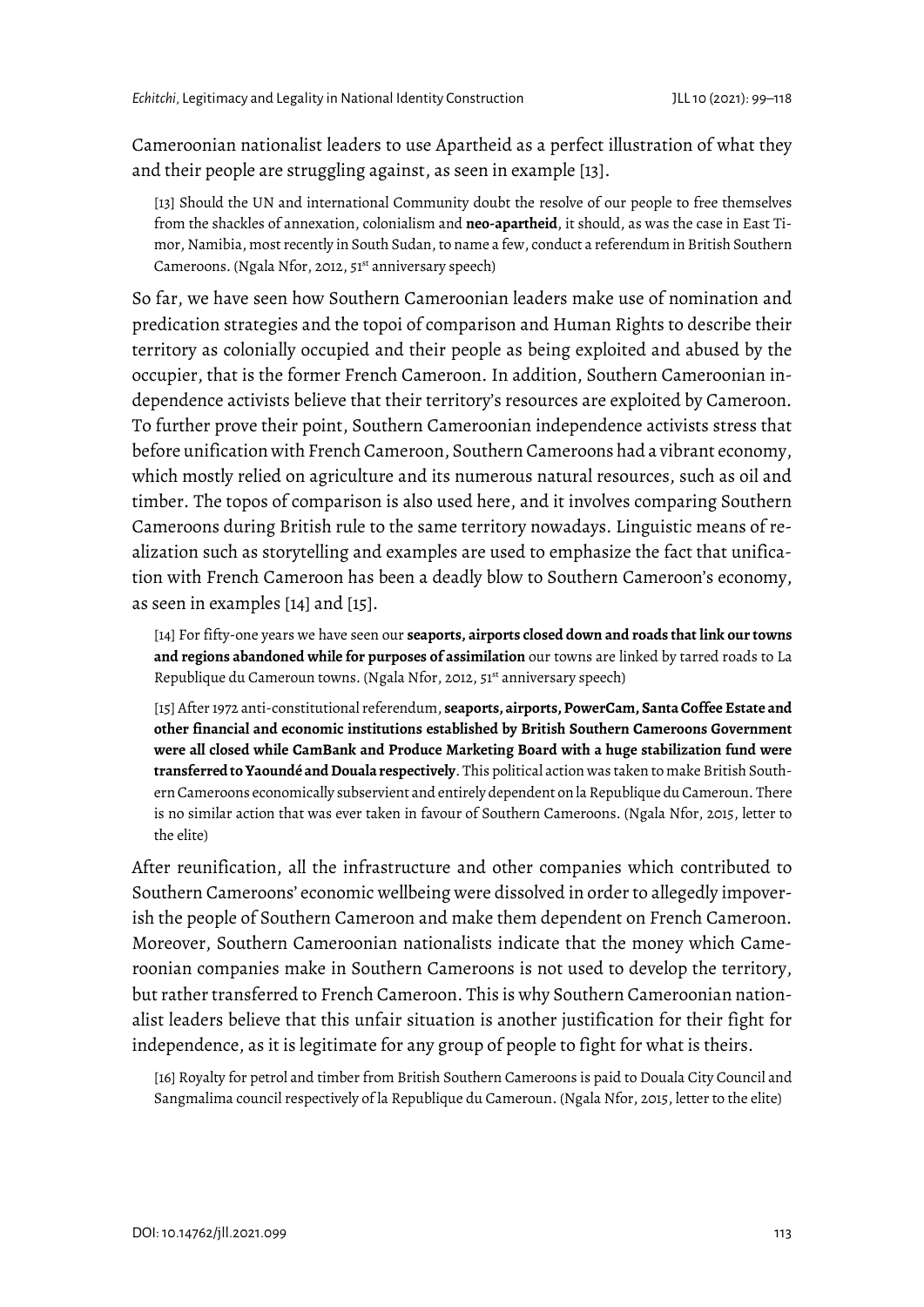Cameroonian nationalist leaders to use Apartheid as a perfect illustration of what they and their people are struggling against, as seen in example [13].

> [13] Should the UN and international Community doubt the resolve of our people to free themselves from the shackles of annexation, colonialism and **neo-apartheid**, it should, as was the case in East Timor, Namibia, most recently in South Sudan, to name a few, conduct a referendum in British Southern Cameroons. (Ngala Nfor, 2012, 51st anniversary speech)

So far, we have seen how Southern Cameroonian leaders make use of nomination and predication strategies and the topoi of comparison and Human Rights to describe their territory as colonially occupied and their people as being exploited and abused by the occupier, that is the former French Cameroon. In addition, Southern Cameroonian independence activists believe that their territory's resources are exploited by Cameroon. To further prove their point, Southern Cameroonian independence activists stress that before unification with French Cameroon, Southern Cameroons had a vibrant economy, which mostly relied on agriculture and its numerous natural resources, such as oil and timber. The topos of comparison is also used here, and it involves comparing Southern Cameroons during British rule to the same territory nowadays. Linguistic means of realization such as storytelling and examples are used to emphasize the fact that unification with French Cameroon has been a deadly blow to Southern Cameroon's economy, as seen in examples [14] and [15].

> [14] For fifty-one years we have seen our **seaports, airports closed down and roads that link our towns and regions abandoned while for purposes of assimilation** our towns are linked by tarred roads to La Republique du Cameroun towns. (Ngala Nfor, 2012, 51st anniversary speech)

> [15] After 1972 anti-constitutional referendum, **seaports, airports, PowerCam, Santa Coffee Estate and other financial and economic institutions established by British Southern Cameroons Government were all closed while CamBank and Produce Marketing Board with a huge stabilization fund were transferred to Yaoundé and Douala respectively**. This political action was taken to make British Southern Cameroons economically subservient and entirely dependent on la Republique du Cameroun. There is no similar action that was ever taken in favour of Southern Cameroons. (Ngala Nfor, 2015, letter to the elite)

After reunification, all the infrastructure and other companies which contributed to Southern Cameroons' economic wellbeing were dissolved in order to allegedly impoverish the people of Southern Cameroon and make them dependent on French Cameroon. Moreover, Southern Cameroonian nationalists indicate that the money which Cameroonian companies make in Southern Cameroons is not used to develop the territory, but rather transferred to French Cameroon. This is why Southern Cameroonian nationalist leaders believe that this unfair situation is another justification for their fight for independence, as it is legitimate for any group of people to fight for what is theirs.

> [16] Royalty for petrol and timber from British Southern Cameroons is paid to Douala City Council and Sangmalima council respectively of la Republique du Cameroun. (Ngala Nfor, 2015, letter to the elite)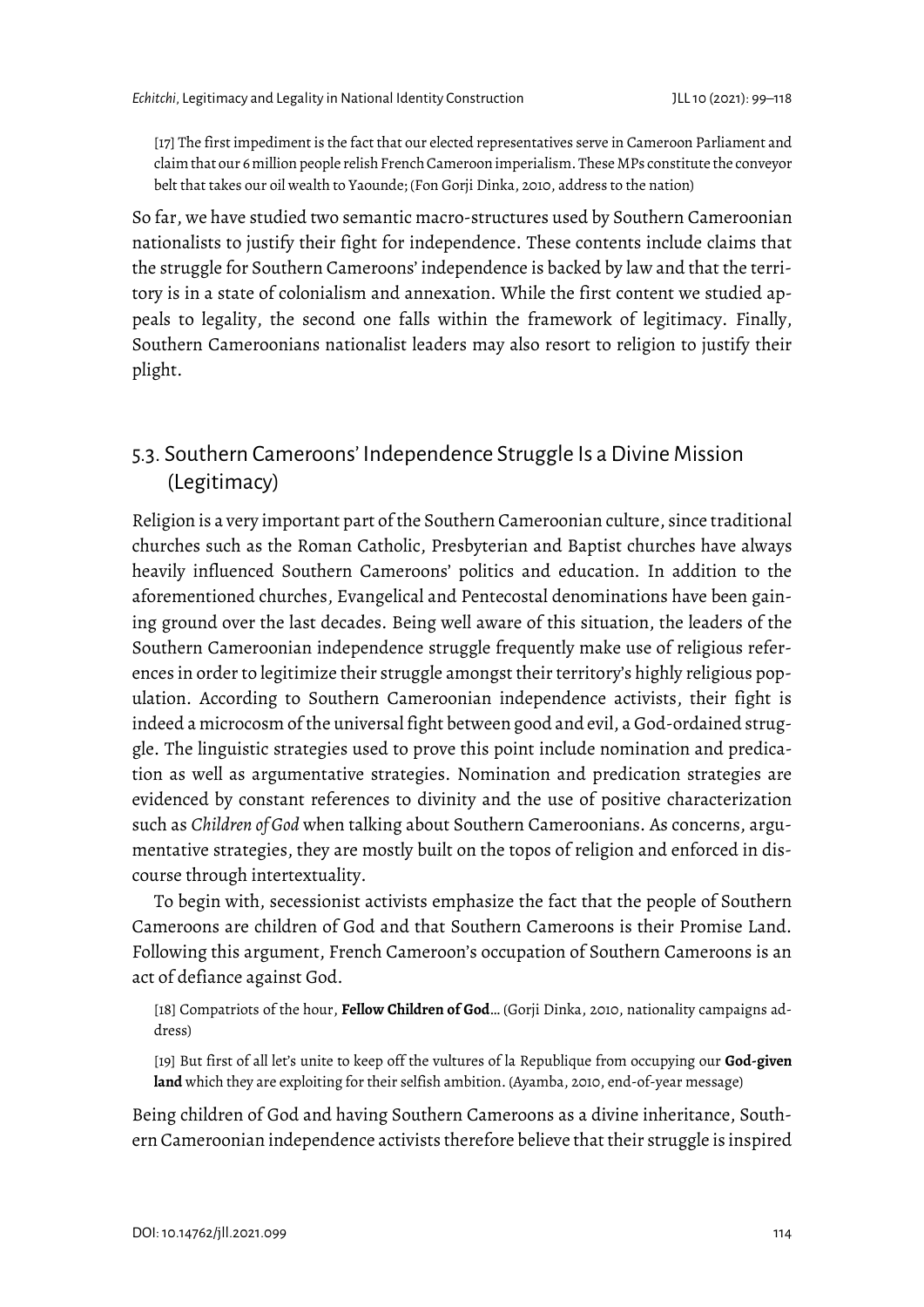[17] The first impediment is the fact that our elected representatives serve in Cameroon Parliament and claim that our 6 million people relish French Cameroon imperialism. These MPs constitute the conveyor belt that takes our oil wealth to Yaounde; (Fon Gorji Dinka, 2010, address to the nation)

So far, we have studied two semantic macro-structures used by Southern Cameroonian nationalists to justify their fight for independence. These contents include claims that the struggle for Southern Cameroons' independence is backed by law and that the territory is in a state of colonialism and annexation. While the first content we studied appeals to legality, the second one falls within the framework of legitimacy. Finally, Southern Cameroonians nationalist leaders may also resort to religion to justify their plight.

## 5.3. Southern Cameroons' Independence Struggle Is a Divine Mission (Legitimacy)

Religion is a very important part of the Southern Cameroonian culture, since traditional churches such as the Roman Catholic, Presbyterian and Baptist churches have always heavily influenced Southern Cameroons' politics and education. In addition to the aforementioned churches, Evangelical and Pentecostal denominations have been gaining ground over the last decades. Being well aware of this situation, the leaders of the Southern Cameroonian independence struggle frequently make use of religious references in order to legitimize their struggle amongst their territory's highly religious population. According to Southern Cameroonian independence activists, their fight is indeed a microcosm of the universal fight between good and evil, a God-ordained struggle. The linguistic strategies used to prove this point include nomination and predication as well as argumentative strategies. Nomination and predication strategies are evidenced by constant references to divinity and the use of positive characterization such as *Children of God* when talking about Southern Cameroonians. As concerns, argumentative strategies, they are mostly built on the topos of religion and enforced in discourse through intertextuality.

To begin with, secessionist activists emphasize the fact that the people of Southern Cameroons are children of God and that Southern Cameroons is their Promise Land. Following this argument, French Cameroon's occupation of Southern Cameroons is an act of defiance against God.

[18] Compatriots of the hour, **Fellow Children of God**… (Gorji Dinka, 2010, nationality campaigns address)

[19] But first of all let's unite to keep off the vultures of la Republique from occupying our **God-given land** which they are exploiting for their selfish ambition. (Ayamba, 2010, end-of-year message)

Being children of God and having Southern Cameroons as a divine inheritance, Southern Cameroonian independence activists therefore believe that their struggle is inspired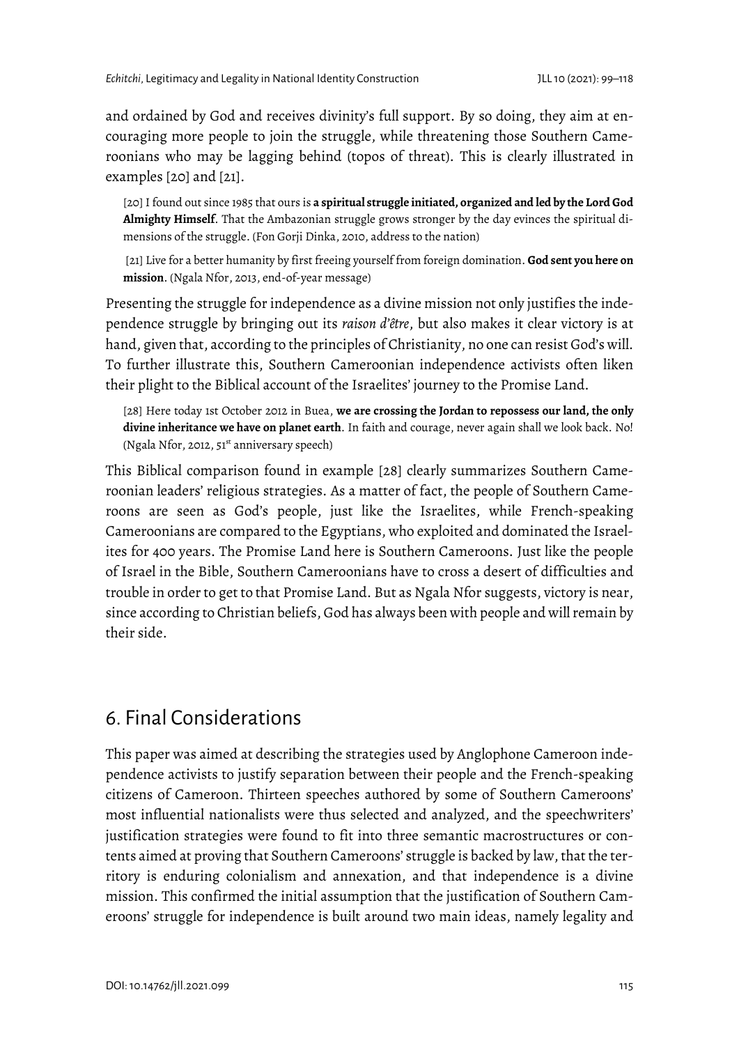and ordained by God and receives divinity's full support. By so doing, they aim at encouraging more people to join the struggle, while threatening those Southern Cameroonians who may be lagging behind (topos of threat). This is clearly illustrated in examples [20] and [21].

> [20] I found out since 1985 that ours is **a spiritual struggle initiated, organized and led by the Lord God Almighty Himself**. That the Ambazonian struggle grows stronger by the day evinces the spiritual dimensions of the struggle. (Fon Gorji Dinka, 2010, address to the nation)

> [21] Live for a better humanity by first freeing yourself from foreign domination. **God sent you here on mission**. (Ngala Nfor, 2013, end-of-year message)

Presenting the struggle for independence as a divine mission not only justifies the independence struggle by bringing out its *raison d'être*, but also makes it clear victory is at hand, given that, according to the principles of Christianity, no one can resist God's will. To further illustrate this, Southern Cameroonian independence activists often liken their plight to the Biblical account of the Israelites' journey to the Promise Land.

> [28] Here today 1st October 2012 in Buea, **we are crossing the Jordan to repossess our land, the only divine inheritance we have on planet earth**. In faith and courage, never again shall we look back. No! (Ngala Nfor, 2012, 51st anniversary speech)

This Biblical comparison found in example [28] clearly summarizes Southern Cameroonian leaders' religious strategies. As a matter of fact, the people of Southern Cameroons are seen as God's people, just like the Israelites, while French-speaking Cameroonians are compared to the Egyptians, who exploited and dominated the Israelites for 400 years. The Promise Land here is Southern Cameroons. Just like the people of Israel in the Bible, Southern Cameroonians have to cross a desert of difficulties and trouble in order to get to that Promise Land. But as Ngala Nfor suggests, victory is near, since according to Christian beliefs, God has always been with people and will remain by their side.

## 6. Final Considerations

This paper was aimed at describing the strategies used by Anglophone Cameroon independence activists to justify separation between their people and the French-speaking citizens of Cameroon. Thirteen speeches authored by some of Southern Cameroons' most influential nationalists were thus selected and analyzed, and the speechwriters' justification strategies were found to fit into three semantic macrostructures or contents aimed at proving that Southern Cameroons' struggle is backed by law, that the territory is enduring colonialism and annexation, and that independence is a divine mission. This confirmed the initial assumption that the justification of Southern Cameroons' struggle for independence is built around two main ideas, namely legality and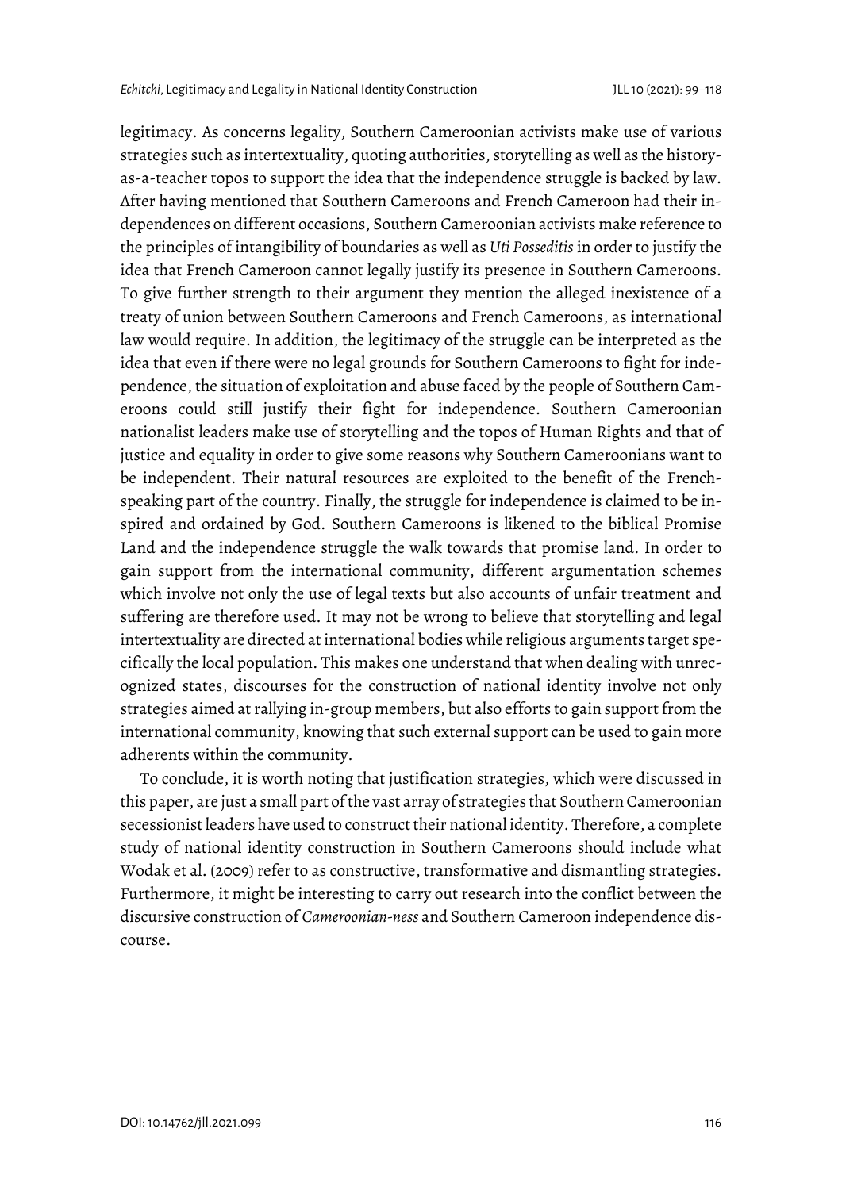legitimacy. As concerns legality, Southern Cameroonian activists make use of various strategies such as intertextuality, quoting authorities, storytelling as well as the history-as-a-teacher topos to support the idea that the independence struggle is backed by law. After having mentioned that Southern Cameroons and French Cameroon had their independences on different occasions, Southern Cameroonian activists make reference to the principles of intangibility of boundaries as well as *Uti Posseditis* in order to justify the idea that French Cameroon cannot legally justify its presence in Southern Cameroons. To give further strength to their argument they mention the alleged inexistence of a treaty of union between Southern Cameroons and French Cameroons, as international law would require. In addition, the legitimacy of the struggle can be interpreted as the idea that even if there were no legal grounds for Southern Cameroons to fight for independence, the situation of exploitation and abuse faced by the people of Southern Cameroons could still justify their fight for independence. Southern Cameroonian nationalist leaders make use of storytelling and the topos of Human Rights and that of justice and equality in order to give some reasons why Southern Cameroonians want to be independent. Their natural resources are exploited to the benefit of the French-speaking part of the country. Finally, the struggle for independence is claimed to be inspired and ordained by God. Southern Cameroons is likened to the biblical Promise Land and the independence struggle the walk towards that promise land. In order to gain support from the international community, different argumentation schemes which involve not only the use of legal texts but also accounts of unfair treatment and suffering are therefore used. It may not be wrong to believe that storytelling and legal intertextuality are directed at international bodies while religious arguments target specifically the local population. This makes one understand that when dealing with unrecognized states, discourses for the construction of national identity involve not only strategies aimed at rallying in-group members, but also efforts to gain support from the international community, knowing that such external support can be used to gain more adherents within the community.

To conclude, it is worth noting that justification strategies, which were discussed in this paper, are just a small part of the vast array of strategies that Southern Cameroonian secessionist leaders have used to construct their national identity. Therefore, a complete study of national identity construction in Southern Cameroons should include what Wodak et al. (2009) refer to as constructive, transformative and dismantling strategies. Furthermore, it might be interesting to carry out research into the conflict between the discursive construction of *Cameroonian-ness* and Southern Cameroon independence discourse.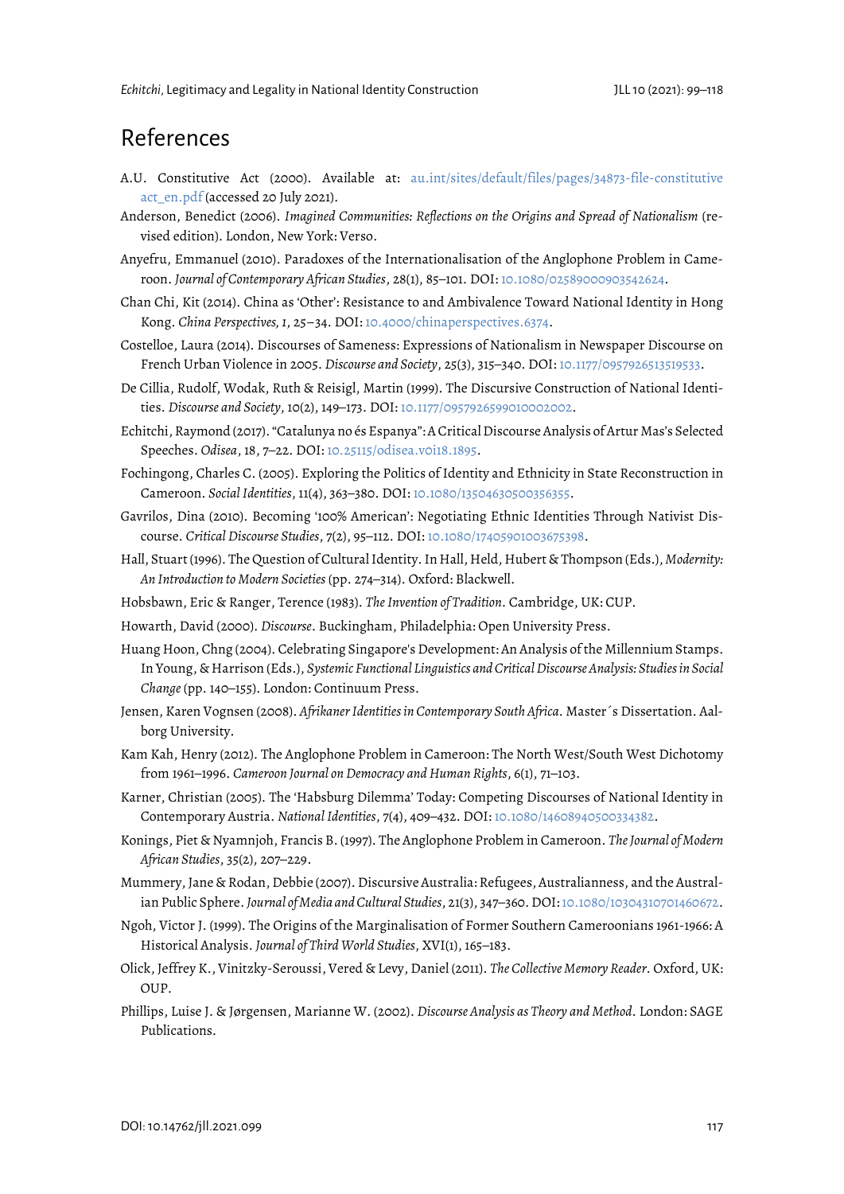## References

A.U. Constitutive Act (2000). Available at: au.int/sites/default/files/pages/34873-file-constitutive act_en.pdf (accessed 20 July 2021).

Anderson, Benedict (2006). *Imagined Communities: Reflections on the Origins and Spread of Nationalism* (revised edition). London, New York: Verso.

Anyefru, Emmanuel (2010). Paradoxes of the Internationalisation of the Anglophone Problem in Cameroon. *Journal of Contemporary African Studies*, 28(1), 85–101. DOI: 10.1080/02589000903542624.

Chan Chi, Kit (2014). China as 'Other': Resistance to and Ambivalence Toward National Identity in Hong Kong. *China Perspectives*, *1*, 25–34. DOI: 10.4000/chinaperspectives.6374.

Costelloe, Laura (2014). Discourses of Sameness: Expressions of Nationalism in Newspaper Discourse on French Urban Violence in 2005. *Discourse and Society*, 25(3), 315–340. DOI: 10.1177/0957926513519533.

De Cillia, Rudolf, Wodak, Ruth & Reisigl, Martin (1999). The Discursive Construction of National Identities. *Discourse and Society*, 10(2), 149–173. DOI: 10.1177/0957926599010002002.

Echitchi, Raymond (2017). "Catalunya no és Espanya": A Critical Discourse Analysis of Artur Mas's Selected Speeches. *Odisea*, 18, 7–22. DOI: 10.25115/odisea.v0i18.1895.

Fochingong, Charles C. (2005). Exploring the Politics of Identity and Ethnicity in State Reconstruction in Cameroon. *Social Identities*, 11(4), 363–380. DOI: 10.1080/13504630500356355.

Gavrilos, Dina (2010). Becoming '100% American': Negotiating Ethnic Identities Through Nativist Discourse. *Critical Discourse Studies*, 7(2), 95–112. DOI: 10.1080/17405901003675398.

Hall, Stuart (1996). The Question of Cultural Identity. In Hall, Held, Hubert & Thompson (Eds.), *Modernity: An Introduction to Modern Societies* (pp. 274–314). Oxford: Blackwell.

Hobsbawn, Eric & Ranger, Terence (1983). *The Invention of Tradition*. Cambridge, UK: CUP.

Howarth, David (2000). *Discourse*. Buckingham, Philadelphia: Open University Press.

Huang Hoon, Chng (2004). Celebrating Singapore's Development: An Analysis of the Millennium Stamps. In Young, & Harrison (Eds.), *Systemic Functional Linguistics and Critical Discourse Analysis: Studies in Social Change* (pp. 140–155). London: Continuum Press.

Jensen, Karen Vognsen (2008). *Afrikaner Identities in Contemporary South Africa*. Master´s Dissertation. Aalborg University.

Kam Kah, Henry (2012). The Anglophone Problem in Cameroon: The North West/South West Dichotomy from 1961–1996. *Cameroon Journal on Democracy and Human Rights*, 6(1), 71–103.

Karner, Christian (2005). The 'Habsburg Dilemma' Today: Competing Discourses of National Identity in Contemporary Austria. *National Identities*, 7(4), 409–432. DOI: 10.1080/14608940500334382.

Konings, Piet & Nyamnjoh, Francis B. (1997). The Anglophone Problem in Cameroon. *The Journal of Modern African Studies*, 35(2), 207–229.

Mummery, Jane & Rodan, Debbie (2007). Discursive Australia: Refugees, Australianness, and the Australian Public Sphere. *Journal of Media and Cultural Studies*, 21(3), 347–360. DOI: 10.1080/10304310701460672.

Ngoh, Victor J. (1999). The Origins of the Marginalisation of Former Southern Cameroonians 1961-1966: A Historical Analysis. *Journal of Third World Studies*, XVI(1), 165–183.

Olick, Jeffrey K., Vinitzky-Seroussi, Vered & Levy, Daniel (2011). *The Collective Memory Reader*. Oxford, UK: OUP.

Phillips, Luise J. & Jørgensen, Marianne W. (2002). *Discourse Analysis as Theory and Method*. London: SAGE Publications.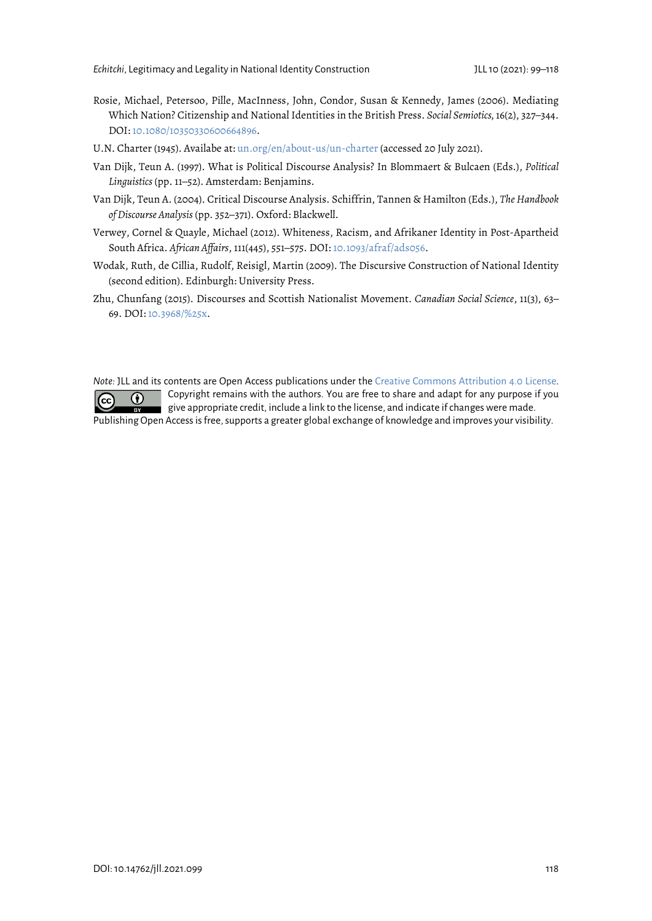Rosie, Michael, Petersoo, Pille, MacInness, John, Condor, Susan & Kennedy, James (2006). Mediating Which Nation? Citizenship and National Identities in the British Press. *Social Semiotics*, 16(2), 327–344. DOI: 10.1080/10350330600664896.

U.N. Charter (1945). Availabe at: un.org/en/about-us/un-charter (accessed 20 July 2021).

Van Dijk, Teun A. (1997). What is Political Discourse Analysis? In Blommaert & Bulcaen (Eds.), *Political Linguistics* (pp. 11–52). Amsterdam: Benjamins.

Van Dijk, Teun A. (2004). Critical Discourse Analysis. Schiffrin, Tannen & Hamilton (Eds.), *The Handbook of Discourse Analysis* (pp. 352–371). Oxford: Blackwell.

Verwey, Cornel & Quayle, Michael (2012). Whiteness, Racism, and Afrikaner Identity in Post-Apartheid South Africa. *African Affairs*, 111(445), 551–575. DOI: 10.1093/afraf/ads056.

Wodak, Ruth, de Cillia, Rudolf, Reisigl, Martin (2009). The Discursive Construction of National Identity (second edition). Edinburgh: University Press.

Zhu, Chunfang (2015). Discourses and Scottish Nationalist Movement. *Canadian Social Science*, 11(3), 63–69. DOI: 10.3968/%25x.

*Note:* JLL and its contents are Open Access publications under the Creative Commons Attribution 4.0 License. Copyright remains with the authors. You are free to share and adapt for any purpose if you give appropriate credit, include a link to the license, and indicate if changes were made. Publishing Open Access is free, supports a greater global exchange of knowledge and improves your visibility.